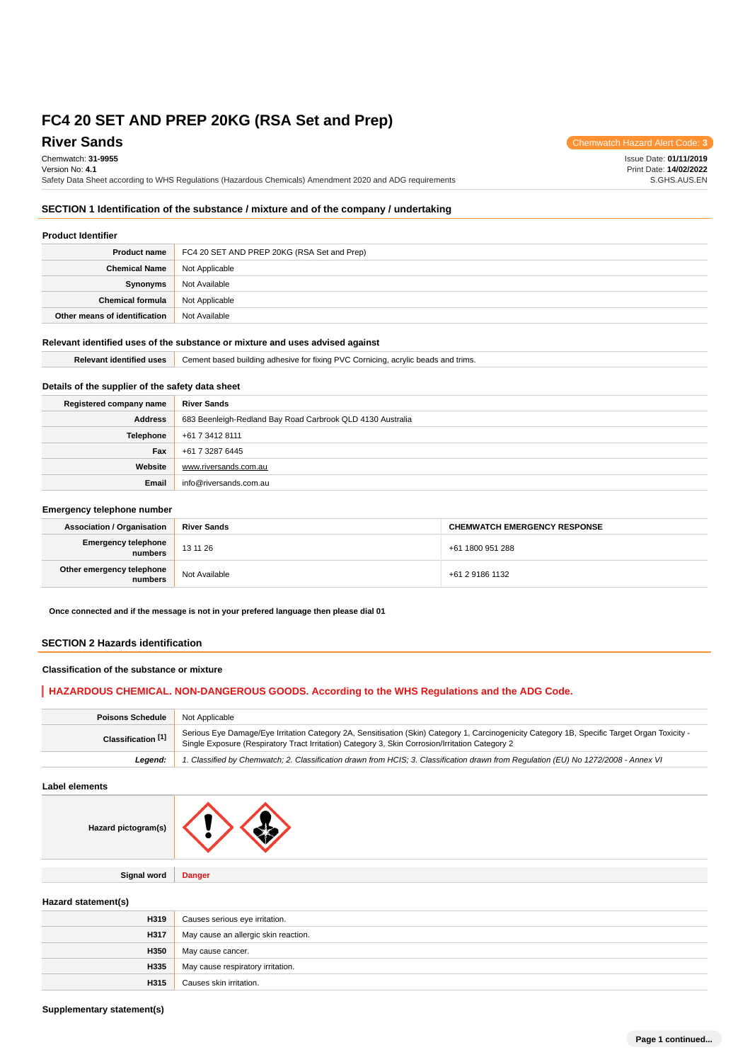# FC4 20 SET AND PREP 20KG (RSA Set and Prep)

## River Sands

Chemwatch Hazard Alert Code: **3**

Chemwatch: **31-9955**
Version No: **4.1**
Safety Data Sheet according to WHS Regulations (Hazardous Chemicals) Amendment 2020 and ADG requirements

Issue Date: **01/11/2019**
Print Date: **14/02/2022**
S.GHS.AUS.EN

## SECTION 1 Identification of the substance / mixture and of the company / undertaking

### Product Identifier

| | |
|---|---|
| **Product name** | FC4 20 SET AND PREP 20KG (RSA Set and Prep) |
| **Chemical Name** | Not Applicable |
| **Synonyms** | Not Available |
| **Chemical formula** | Not Applicable |
| **Other means of identification** | Not Available |

### Relevant identified uses of the substance or mixture and uses advised against

| | |
|---|---|
| **Relevant identified uses** | Cement based building adhesive for fixing PVC Cornicing, acrylic beads and trims. |

### Details of the supplier of the safety data sheet

| | |
|---|---|
| **Registered company name** | River Sands |
| **Address** | 683 Beenleigh-Redland Bay Road Carbrook QLD 4130 Australia |
| **Telephone** | +61 7 3412 8111 |
| **Fax** | +61 7 3287 6445 |
| **Website** | www.riversands.com.au |
| **Email** | info@riversands.com.au |

### Emergency telephone number

| | | |
|---|---|---|
| **Association / Organisation** | **River Sands** | **CHEMWATCH EMERGENCY RESPONSE** |
| **Emergency telephone numbers** | 13 11 26 | +61 1800 951 288 |
| **Other emergency telephone numbers** | Not Available | +61 2 9186 1132 |

**Once connected and if the message is not in your prefered language then please dial 01**

## SECTION 2 Hazards identification

### Classification of the substance or mixture

**HAZARDOUS CHEMICAL. NON-DANGEROUS GOODS. According to the WHS Regulations and the ADG Code.**

| | |
|---|---|
| **Poisons Schedule** | Not Applicable |
| **Classification [1]** | Serious Eye Damage/Eye Irritation Category 2A, Sensitisation (Skin) Category 1, Carcinogenicity Category 1B, Specific Target Organ Toxicity - Single Exposure (Respiratory Tract Irritation) Category 3, Skin Corrosion/Irritation Category 2 |
| ***Legend:*** | *1. Classified by Chemwatch; 2. Classification drawn from HCIS; 3. Classification drawn from Regulation (EU) No 1272/2008 - Annex VI* |

### Label elements

| | |
|---|---|
| **Hazard pictogram(s)** | |
| **Signal word** | **Danger** |

### Hazard statement(s)

| | |
|---|---|
| **H319** | Causes serious eye irritation. |
| **H317** | May cause an allergic skin reaction. |
| **H350** | May cause cancer. |
| **H335** | May cause respiratory irritation. |
| **H315** | Causes skin irritation. |

### Supplementary statement(s)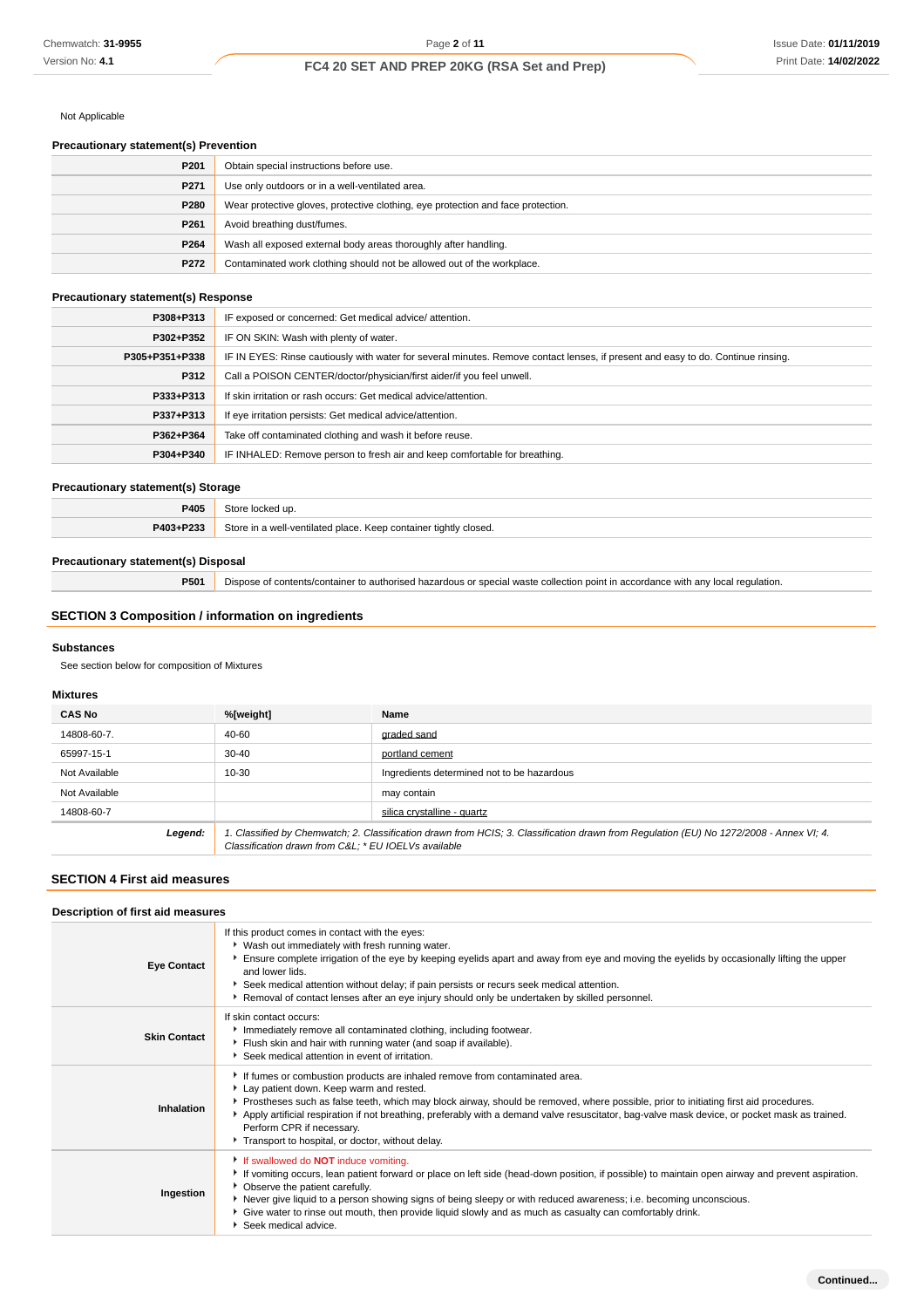Not Applicable

### Precautionary statement(s) Prevention

| | |
|---|---|
| P201 | Obtain special instructions before use. |
| P271 | Use only outdoors or in a well-ventilated area. |
| P280 | Wear protective gloves, protective clothing, eye protection and face protection. |
| P261 | Avoid breathing dust/fumes. |
| P264 | Wash all exposed external body areas thoroughly after handling. |
| P272 | Contaminated work clothing should not be allowed out of the workplace. |

### Precautionary statement(s) Response

| | |
|---|---|
| P308+P313 | IF exposed or concerned: Get medical advice/ attention. |
| P302+P352 | IF ON SKIN: Wash with plenty of water. |
| P305+P351+P338 | IF IN EYES: Rinse cautiously with water for several minutes. Remove contact lenses, if present and easy to do. Continue rinsing. |
| P312 | Call a POISON CENTER/doctor/physician/first aider/if you feel unwell. |
| P333+P313 | If skin irritation or rash occurs: Get medical advice/attention. |
| P337+P313 | If eye irritation persists: Get medical advice/attention. |
| P362+P364 | Take off contaminated clothing and wash it before reuse. |
| P304+P340 | IF INHALED: Remove person to fresh air and keep comfortable for breathing. |

### Precautionary statement(s) Storage

| | |
|---|---|
| P405 | Store locked up. |
| P403+P233 | Store in a well-ventilated place. Keep container tightly closed. |

### Precautionary statement(s) Disposal

| | |
|---|---|
| P501 | Dispose of contents/container to authorised hazardous or special waste collection point in accordance with any local regulation. |

## SECTION 3 Composition / information on ingredients

### Substances

See section below for composition of Mixtures

### Mixtures

| CAS No | %[weight] | Name |
|---|---|---|
| 14808-60-7. | 40-60 | graded sand |
| 65997-15-1 | 30-40 | portland cement |
| Not Available | 10-30 | Ingredients determined not to be hazardous |
| Not Available | | may contain |
| 14808-60-7 | | silica crystalline - quartz |
| ***Legend:*** | *1. Classified by Chemwatch; 2. Classification drawn from HCIS; 3. Classification drawn from Regulation (EU) No 1272/2008 - Annex VI; 4. Classification drawn from C&L; * EU IOELVs available* | |

## SECTION 4 First aid measures

### Description of first aid measures

| | |
|---|---|
| **Eye Contact** | If this product comes in contact with the eyes:<br>▸ Wash out immediately with fresh running water.<br>▸ Ensure complete irrigation of the eye by keeping eyelids apart and away from eye and moving the eyelids by occasionally lifting the upper and lower lids.<br>▸ Seek medical attention without delay; if pain persists or recurs seek medical attention.<br>▸ Removal of contact lenses after an eye injury should only be undertaken by skilled personnel. |
| **Skin Contact** | If skin contact occurs:<br>▸ Immediately remove all contaminated clothing, including footwear.<br>▸ Flush skin and hair with running water (and soap if available).<br>▸ Seek medical attention in event of irritation. |
| **Inhalation** | ▸ If fumes or combustion products are inhaled remove from contaminated area.<br>▸ Lay patient down. Keep warm and rested.<br>▸ Prostheses such as false teeth, which may block airway, should be removed, where possible, prior to initiating first aid procedures.<br>▸ Apply artificial respiration if not breathing, preferably with a demand valve resuscitator, bag-valve mask device, or pocket mask as trained. Perform CPR if necessary.<br>▸ Transport to hospital, or doctor, without delay. |
| **Ingestion** | ▸ If swallowed do **NOT** induce vomiting.<br>▸ If vomiting occurs, lean patient forward or place on left side (head-down position, if possible) to maintain open airway and prevent aspiration.<br>▸ Observe the patient carefully.<br>▸ Never give liquid to a person showing signs of being sleepy or with reduced awareness; i.e. becoming unconscious.<br>▸ Give water to rinse out mouth, then provide liquid slowly and as much as casualty can comfortably drink.<br>▸ Seek medical advice. |

**Continued...**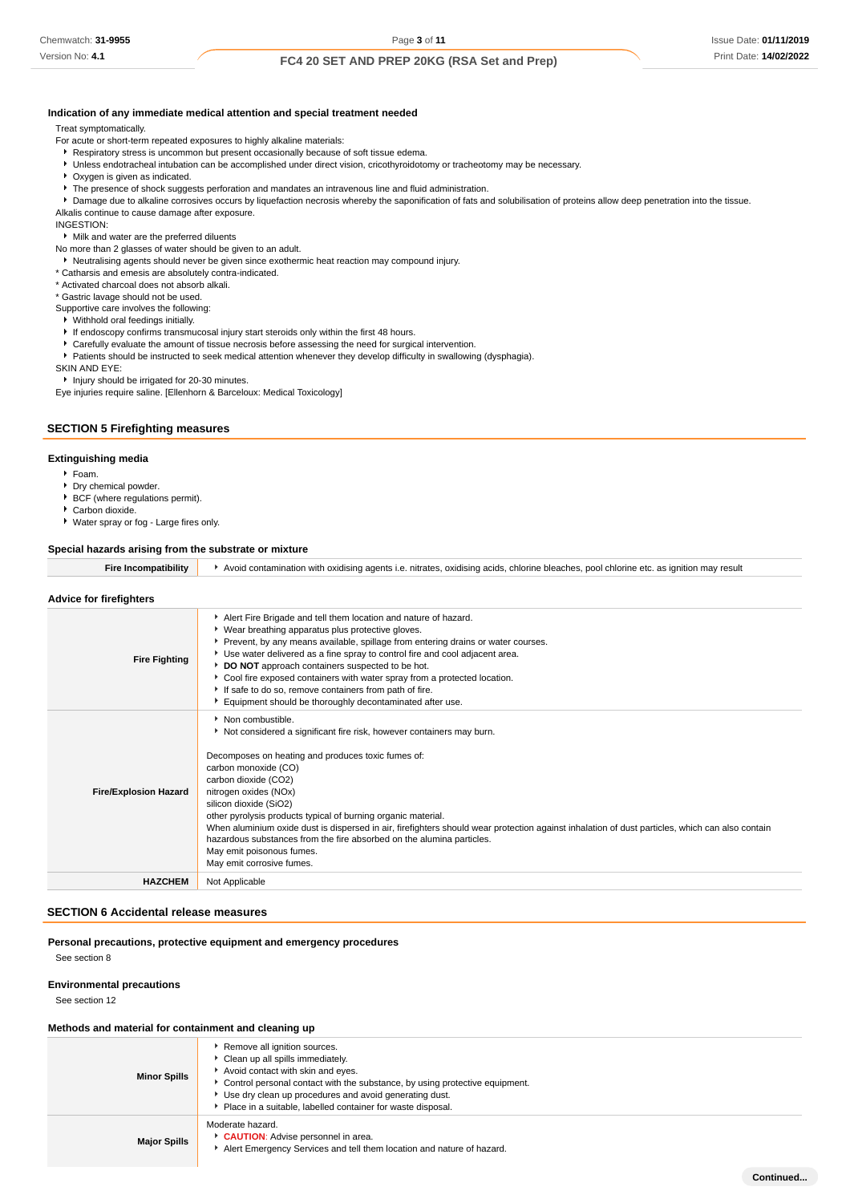### Indication of any immediate medical attention and special treatment needed

Treat symptomatically.

For acute or short-term repeated exposures to highly alkaline materials:

- Respiratory stress is uncommon but present occasionally because of soft tissue edema.
- Unless endotracheal intubation can be accomplished under direct vision, cricothyroidotomy or tracheotomy may be necessary.
- Oxygen is given as indicated.
- The presence of shock suggests perforation and mandates an intravenous line and fluid administration.
- Damage due to alkaline corrosives occurs by liquefaction necrosis whereby the saponification of fats and solubilisation of proteins allow deep penetration into the tissue.

Alkalis continue to cause damage after exposure.

INGESTION:

- Milk and water are the preferred diluents

No more than 2 glasses of water should be given to an adult.

- Neutralising agents should never be given since exothermic heat reaction may compound injury.

* Catharsis and emesis are absolutely contra-indicated.
* Activated charcoal does not absorb alkali.
* Gastric lavage should not be used.

Supportive care involves the following:

- Withhold oral feedings initially.
- If endoscopy confirms transmucosal injury start steroids only within the first 48 hours.
- Carefully evaluate the amount of tissue necrosis before assessing the need for surgical intervention.
- Patients should be instructed to seek medical attention whenever they develop difficulty in swallowing (dysphagia).

SKIN AND EYE:

- Injury should be irrigated for 20-30 minutes.

Eye injuries require saline. [Ellenhorn & Barceloux: Medical Toxicology]

## SECTION 5 Firefighting measures

### Extinguishing media

- Foam.
- Dry chemical powder.
- BCF (where regulations permit).
- Carbon dioxide.
- Water spray or fog - Large fires only.

### Special hazards arising from the substrate or mixture

| | |
|---|---|
| **Fire Incompatibility** | Avoid contamination with oxidising agents i.e. nitrates, oxidising acids, chlorine bleaches, pool chlorine etc. as ignition may result |

### Advice for firefighters

| | |
|---|---|
| **Fire Fighting** | • Alert Fire Brigade and tell them location and nature of hazard.<br>• Wear breathing apparatus plus protective gloves.<br>• Prevent, by any means available, spillage from entering drains or water courses.<br>• Use water delivered as a fine spray to control fire and cool adjacent area.<br>• **DO NOT** approach containers suspected to be hot.<br>• Cool fire exposed containers with water spray from a protected location.<br>• If safe to do so, remove containers from path of fire.<br>• Equipment should be thoroughly decontaminated after use. |
| **Fire/Explosion Hazard** | • Non combustible.<br>• Not considered a significant fire risk, however containers may burn.<br><br>Decomposes on heating and produces toxic fumes of:<br>carbon monoxide (CO)<br>carbon dioxide ($CO_2$)<br>nitrogen oxides ($NO_x$)<br>silicon dioxide ($SiO_2$)<br>other pyrolysis products typical of burning organic material.<br>When aluminium oxide dust is dispersed in air, firefighters should wear protection against inhalation of dust particles, which can also contain hazardous substances from the fire absorbed on the alumina particles.<br>May emit poisonous fumes.<br>May emit corrosive fumes. |
| **HAZCHEM** | Not Applicable |

## SECTION 6 Accidental release measures

### Personal precautions, protective equipment and emergency procedures

See section 8

### Environmental precautions

See section 12

### Methods and material for containment and cleaning up

| | |
|---|---|
| **Minor Spills** | • Remove all ignition sources.<br>• Clean up all spills immediately.<br>• Avoid contact with skin and eyes.<br>• Control personal contact with the substance, by using protective equipment.<br>• Use dry clean up procedures and avoid generating dust.<br>• Place in a suitable, labelled container for waste disposal. |
| **Major Spills** | Moderate hazard.<br>• **CAUTION**: Advise personnel in area.<br>• Alert Emergency Services and tell them location and nature of hazard. |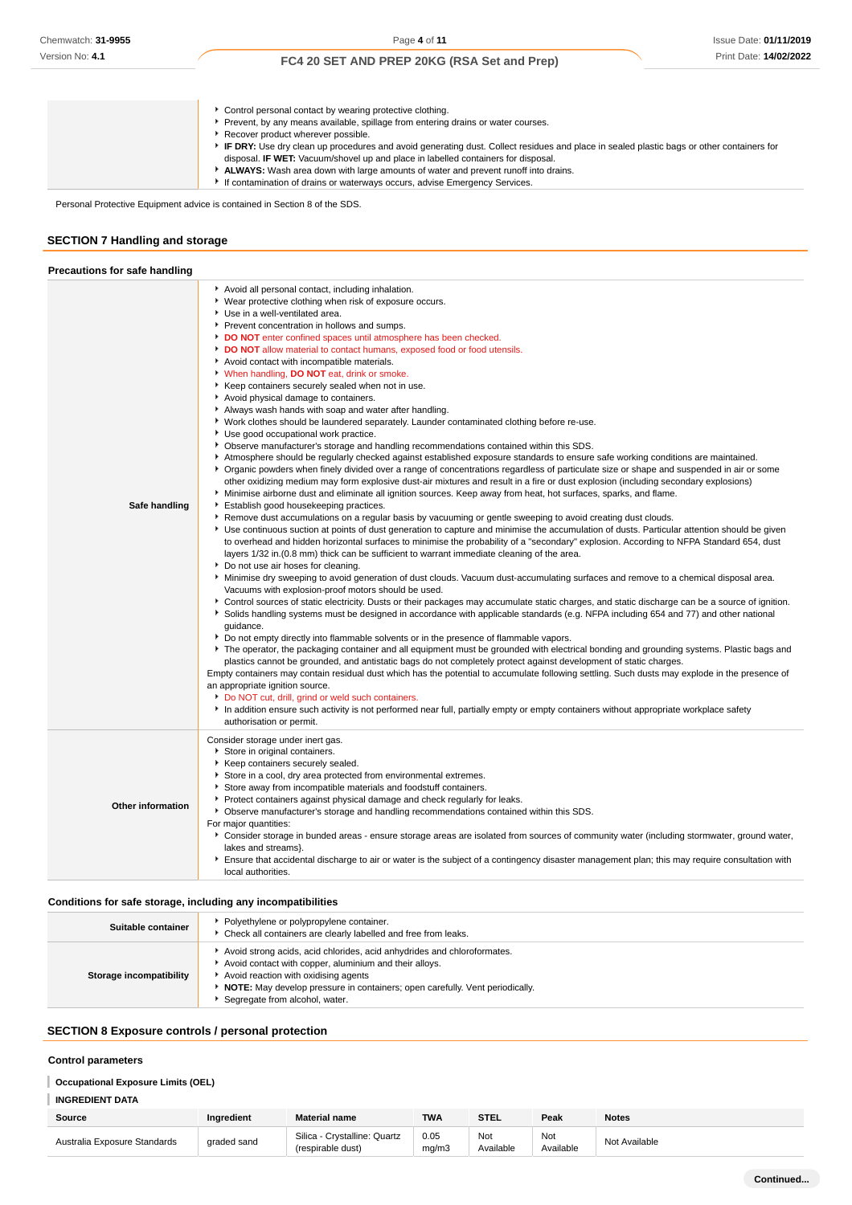| | |
|---|---|
| | ▸ Control personal contact by wearing protective clothing.<br>▸ Prevent, by any means available, spillage from entering drains or water courses.<br>▸ Recover product wherever possible.<br>▸ **IF DRY:** Use dry clean up procedures and avoid generating dust. Collect residues and place in sealed plastic bags or other containers for disposal. **IF WET:** Vacuum/shovel up and place in labelled containers for disposal.<br>▸ **ALWAYS:** Wash area down with large amounts of water and prevent runoff into drains.<br>▸ If contamination of drains or waterways occurs, advise Emergency Services. |

Personal Protective Equipment advice is contained in Section 8 of the SDS.

## SECTION 7 Handling and storage

### Precautions for safe handling

| | |
|---|---|
| **Safe handling** | ▸ Avoid all personal contact, including inhalation.<br>▸ Wear protective clothing when risk of exposure occurs.<br>▸ Use in a well-ventilated area.<br>▸ Prevent concentration in hollows and sumps.<br>▸ **DO NOT** enter confined spaces until atmosphere has been checked.<br>▸ **DO NOT** allow material to contact humans, exposed food or food utensils.<br>▸ Avoid contact with incompatible materials.<br>▸ When handling, **DO NOT** eat, drink or smoke.<br>▸ Keep containers securely sealed when not in use.<br>▸ Avoid physical damage to containers.<br>▸ Always wash hands with soap and water after handling.<br>▸ Work clothes should be laundered separately. Launder contaminated clothing before re-use.<br>▸ Use good occupational work practice.<br>▸ Observe manufacturer's storage and handling recommendations contained within this SDS.<br>▸ Atmosphere should be regularly checked against established exposure standards to ensure safe working conditions are maintained.<br>▸ Organic powders when finely divided over a range of concentrations regardless of particulate size or shape and suspended in air or some other oxidizing medium may form explosive dust-air mixtures and result in a fire or dust explosion (including secondary explosions)<br>▸ Minimise airborne dust and eliminate all ignition sources. Keep away from heat, hot surfaces, sparks, and flame.<br>▸ Establish good housekeeping practices.<br>▸ Remove dust accumulations on a regular basis by vacuuming or gentle sweeping to avoid creating dust clouds.<br>▸ Use continuous suction at points of dust generation to capture and minimise the accumulation of dusts. Particular attention should be given to overhead and hidden horizontal surfaces to minimise the probability of a "secondary" explosion. According to NFPA Standard 654, dust layers 1/32 in.(0.8 mm) thick can be sufficient to warrant immediate cleaning of the area.<br>▸ Do not use air hoses for cleaning.<br>▸ Minimise dry sweeping to avoid generation of dust clouds. Vacuum dust-accumulating surfaces and remove to a chemical disposal area. Vacuums with explosion-proof motors should be used.<br>▸ Control sources of static electricity. Dusts or their packages may accumulate static charges, and static discharge can be a source of ignition.<br>▸ Solids handling systems must be designed in accordance with applicable standards (e.g. NFPA including 654 and 77) and other national guidance.<br>▸ Do not empty directly into flammable solvents or in the presence of flammable vapors.<br>▸ The operator, the packaging container and all equipment must be grounded with electrical bonding and grounding systems. Plastic bags and plastics cannot be grounded, and antistatic bags do not completely protect against development of static charges.<br>Empty containers may contain residual dust which has the potential to accumulate following settling. Such dusts may explode in the presence of an appropriate ignition source.<br>▸ Do NOT cut, drill, grind or weld such containers.<br>▸ In addition ensure such activity is not performed near full, partially empty or empty containers without appropriate workplace safety authorisation or permit. |
| **Other information** | Consider storage under inert gas.<br>▸ Store in original containers.<br>▸ Keep containers securely sealed.<br>▸ Store in a cool, dry area protected from environmental extremes.<br>▸ Store away from incompatible materials and foodstuff containers.<br>▸ Protect containers against physical damage and check regularly for leaks.<br>▸ Observe manufacturer's storage and handling recommendations contained within this SDS.<br>For major quantities:<br>▸ Consider storage in bunded areas - ensure storage areas are isolated from sources of community water (including stormwater, ground water, lakes and streams}.<br>▸ Ensure that accidental discharge to air or water is the subject of a contingency disaster management plan; this may require consultation with local authorities. |

### Conditions for safe storage, including any incompatibilities

| | |
|---|---|
| **Suitable container** | ▸ Polyethylene or polypropylene container.<br>▸ Check all containers are clearly labelled and free from leaks. |
| **Storage incompatibility** | ▸ Avoid strong acids, acid chlorides, acid anhydrides and chloroformates.<br>▸ Avoid contact with copper, aluminium and their alloys.<br>▸ Avoid reaction with oxidising agents<br>▸ **NOTE:** May develop pressure in containers; open carefully. Vent periodically.<br>▸ Segregate from alcohol, water. |

## SECTION 8 Exposure controls / personal protection

### Control parameters

**Occupational Exposure Limits (OEL)**

**INGREDIENT DATA**

| Source | Ingredient | Material name | TWA | STEL | Peak | Notes |
|---|---|---|---|---|---|---|
| Australia Exposure Standards | graded sand | Silica - Crystalline: Quartz (respirable dust) | 0.05 mg/m3 | Not Available | Not Available | Not Available |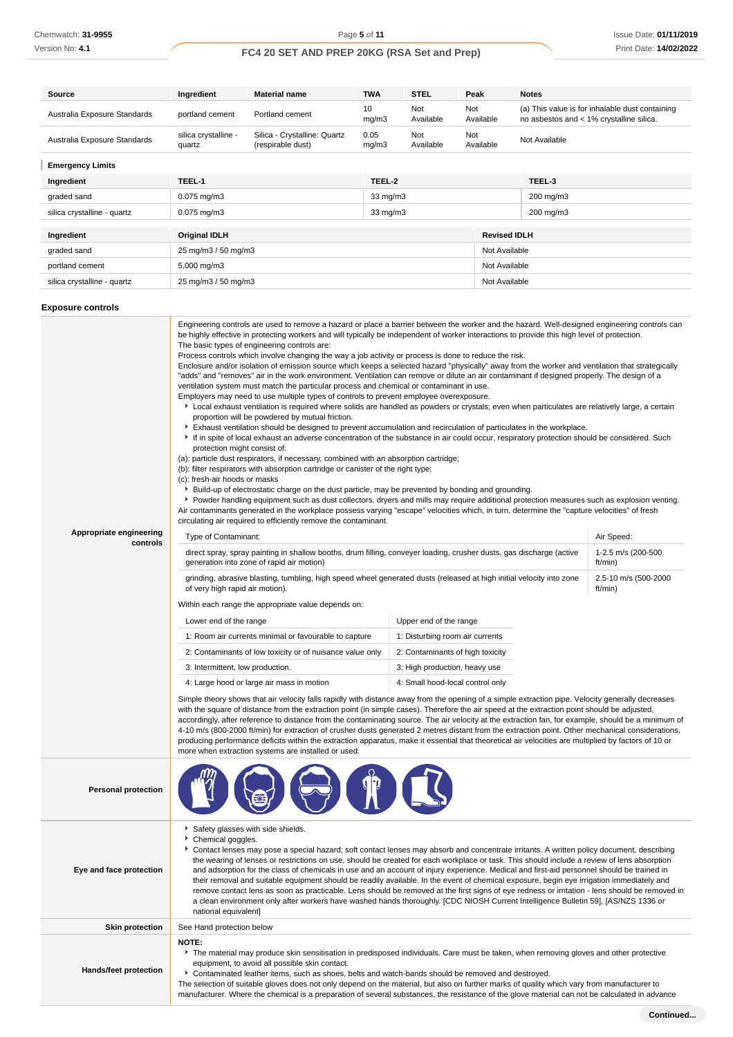| Source | Ingredient | Material name | TWA | STEL | Peak | Notes |
|---|---|---|---|---|---|---|
| Australia Exposure Standards | portland cement | Portland cement | 10 mg/m3 | Not Available | Not Available | (a) This value is for inhalable dust containing no asbestos and < 1% crystalline silica. |
| Australia Exposure Standards | silica crystalline - quartz | Silica - Crystalline: Quartz (respirable dust) | 0.05 mg/m3 | Not Available | Not Available | Not Available |

**Emergency Limits**

| Ingredient | TEEL-1 | TEEL-2 | TEEL-3 |
|---|---|---|---|
| graded sand | 0.075 mg/m3 | 33 mg/m3 | 200 mg/m3 |
| silica crystalline - quartz | 0.075 mg/m3 | 33 mg/m3 | 200 mg/m3 |

| Ingredient | Original IDLH | Revised IDLH |
|---|---|---|
| graded sand | 25 mg/m3 / 50 mg/m3 | Not Available |
| portland cement | 5,000 mg/m3 | Not Available |
| silica crystalline - quartz | 25 mg/m3 / 50 mg/m3 | Not Available |

## Exposure controls

**Appropriate engineering controls**

Engineering controls are used to remove a hazard or place a barrier between the worker and the hazard. Well-designed engineering controls can be highly effective in protecting workers and will typically be independent of worker interactions to provide this high level of protection.
The basic types of engineering controls are:
Process controls which involve changing the way a job activity or process is done to reduce the risk.
Enclosure and/or isolation of emission source which keeps a selected hazard "physically" away from the worker and ventilation that strategically "adds" and "removes" air in the work environment. Ventilation can remove or dilute an air contaminant if designed properly. The design of a ventilation system must match the particular process and chemical or contaminant in use.
Employers may need to use multiple types of controls to prevent employee overexposure.

- Local exhaust ventilation is required where solids are handled as powders or crystals; even when particulates are relatively large, a certain proportion will be powdered by mutual friction.
- Exhaust ventilation should be designed to prevent accumulation and recirculation of particulates in the workplace.
- If in spite of local exhaust an adverse concentration of the substance in air could occur, respiratory protection should be considered. Such protection might consist of:

(a): particle dust respirators, if necessary, combined with an absorption cartridge;
(b): filter respirators with absorption cartridge or canister of the right type;
(c): fresh-air hoods or masks

- Build-up of electrostatic charge on the dust particle, may be prevented by bonding and grounding.
- Powder handling equipment such as dust collectors, dryers and mills may require additional protection measures such as explosion venting.

Air contaminants generated in the workplace possess varying "escape" velocities which, in turn, determine the "capture velocities" of fresh circulating air required to efficiently remove the contaminant.

| Type of Contaminant: | Air Speed: |
|---|---|
| direct spray, spray painting in shallow booths, drum filling, conveyer loading, crusher dusts, gas discharge (active generation into zone of rapid air motion) | 1-2.5 m/s (200-500 ft/min) |
| grinding, abrasive blasting, tumbling, high speed wheel generated dusts (released at high initial velocity into zone of very high rapid air motion). | 2.5-10 m/s (500-2000 ft/min) |

Within each range the appropriate value depends on:

| Lower end of the range | Upper end of the range |
|---|---|
| 1: Room air currents minimal or favourable to capture | 1: Disturbing room air currents |
| 2: Contaminants of low toxicity or of nuisance value only | 2: Contaminants of high toxicity |
| 3: Intermittent, low production. | 3: High production, heavy use |
| 4: Large hood or large air mass in motion | 4: Small hood-local control only |

Simple theory shows that air velocity falls rapidly with distance away from the opening of a simple extraction pipe. Velocity generally decreases with the square of distance from the extraction point (in simple cases). Therefore the air speed at the extraction point should be adjusted, accordingly, after reference to distance from the contaminating source. The air velocity at the extraction fan, for example, should be a minimum of 4-10 m/s (800-2000 ft/min) for extraction of crusher dusts generated 2 metres distant from the extraction point. Other mechanical considerations, producing performance deficits within the extraction apparatus, make it essential that theoretical air velocities are multiplied by factors of 10 or more when extraction systems are installed or used.

**Personal protection**

**Eye and face protection**

- Safety glasses with side shields.
- Chemical goggles.
- Contact lenses may pose a special hazard; soft contact lenses may absorb and concentrate irritants. A written policy document, describing the wearing of lenses or restrictions on use, should be created for each workplace or task. This should include a review of lens absorption and adsorption for the class of chemicals in use and an account of injury experience. Medical and first-aid personnel should be trained in their removal and suitable equipment should be readily available. In the event of chemical exposure, begin eye irrigation immediately and remove contact lens as soon as practicable. Lens should be removed at the first signs of eye redness or irritation - lens should be removed in a clean environment only after workers have washed hands thoroughly. [CDC NIOSH Current Intelligence Bulletin 59], [AS/NZS 1336 or national equivalent]

**Skin protection**

See Hand protection below

**Hands/feet protection**

**NOTE:**

- The material may produce skin sensitisation in predisposed individuals. Care must be taken, when removing gloves and other protective equipment, to avoid all possible skin contact.
- Contaminated leather items, such as shoes, belts and watch-bands should be removed and destroyed.

The selection of suitable gloves does not only depend on the material, but also on further marks of quality which vary from manufacturer to manufacturer. Where the chemical is a preparation of several substances, the resistance of the glove material can not be calculated in advance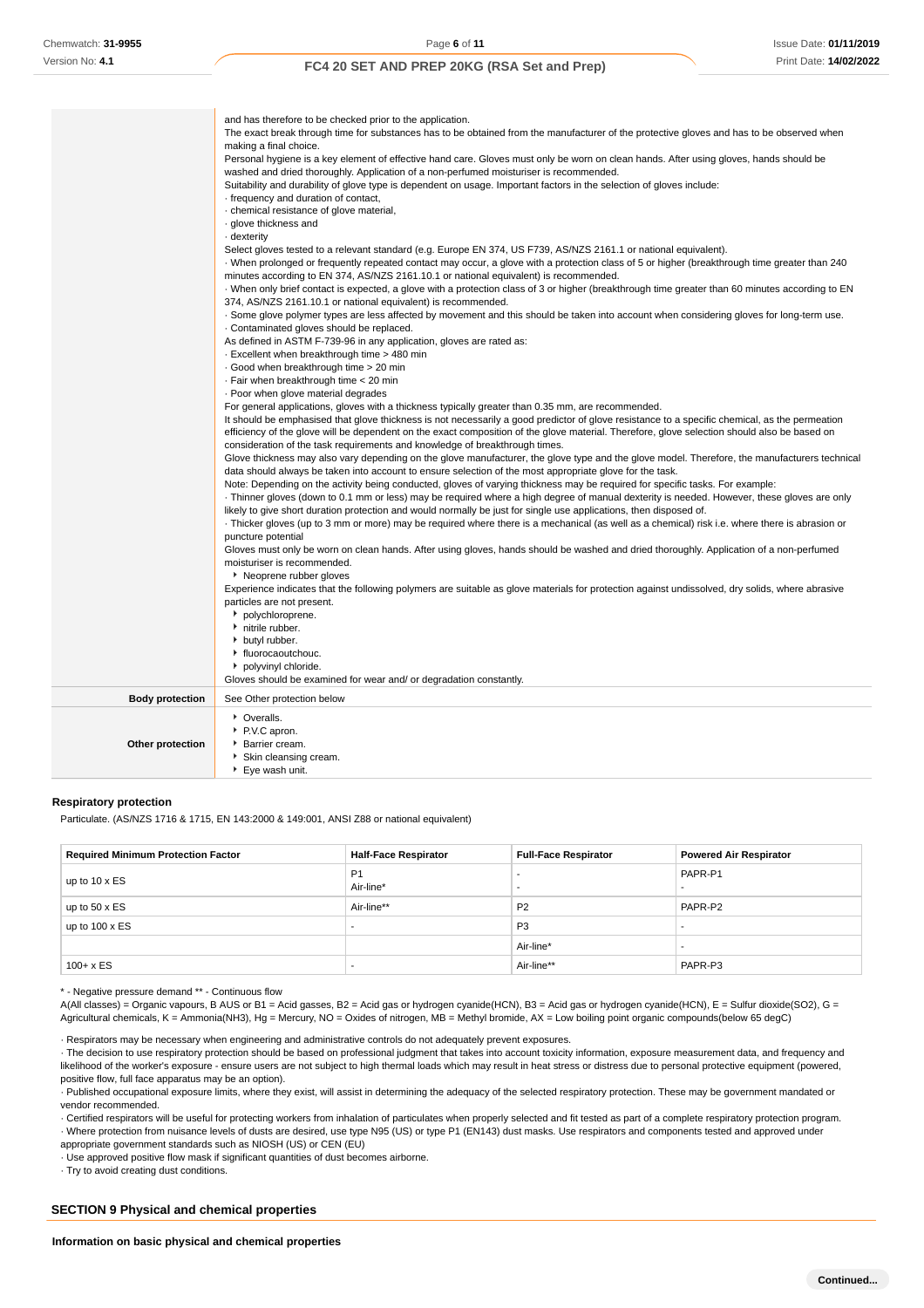|  |  |
|---|---|
|  | and has therefore to be checked prior to the application.<br>The exact break through time for substances has to be obtained from the manufacturer of the protective gloves and has to be observed when making a final choice.<br>Personal hygiene is a key element of effective hand care. Gloves must only be worn on clean hands. After using gloves, hands should be washed and dried thoroughly. Application of a non-perfumed moisturiser is recommended.<br>Suitability and durability of glove type is dependent on usage. Important factors in the selection of gloves include:<br>· frequency and duration of contact,<br>· chemical resistance of glove material,<br>· glove thickness and<br>· dexterity<br>Select gloves tested to a relevant standard (e.g. Europe EN 374, US F739, AS/NZS 2161.1 or national equivalent).<br>· When prolonged or frequently repeated contact may occur, a glove with a protection class of 5 or higher (breakthrough time greater than 240 minutes according to EN 374, AS/NZS 2161.10.1 or national equivalent) is recommended.<br>· When only brief contact is expected, a glove with a protection class of 3 or higher (breakthrough time greater than 60 minutes according to EN 374, AS/NZS 2161.10.1 or national equivalent) is recommended.<br>· Some glove polymer types are less affected by movement and this should be taken into account when considering gloves for long-term use.<br>· Contaminated gloves should be replaced.<br>As defined in ASTM F-739-96 in any application, gloves are rated as:<br>· Excellent when breakthrough time > 480 min<br>· Good when breakthrough time > 20 min<br>· Fair when breakthrough time < 20 min<br>· Poor when glove material degrades<br>For general applications, gloves with a thickness typically greater than 0.35 mm, are recommended.<br>It should be emphasised that glove thickness is not necessarily a good predictor of glove resistance to a specific chemical, as the permeation efficiency of the glove will be dependent on the exact composition of the glove material. Therefore, glove selection should also be based on consideration of the task requirements and knowledge of breakthrough times.<br>Glove thickness may also vary depending on the glove manufacturer, the glove type and the glove model. Therefore, the manufacturers technical data should always be taken into account to ensure selection of the most appropriate glove for the task.<br>Note: Depending on the activity being conducted, gloves of varying thickness may be required for specific tasks. For example:<br>· Thinner gloves (down to 0.1 mm or less) may be required where a high degree of manual dexterity is needed. However, these gloves are only likely to give short duration protection and would normally be just for single use applications, then disposed of.<br>· Thicker gloves (up to 3 mm or more) may be required where there is a mechanical (as well as a chemical) risk i.e. where there is abrasion or puncture potential<br>Gloves must only be worn on clean hands. After using gloves, hands should be washed and dried thoroughly. Application of a non-perfumed moisturiser is recommended.<br>▸ Neoprene rubber gloves<br>Experience indicates that the following polymers are suitable as glove materials for protection against undissolved, dry solids, where abrasive particles are not present.<br>▸ polychloroprene.<br>▸ nitrile rubber.<br>▸ butyl rubber.<br>▸ fluorocaoutchouc.<br>▸ polyvinyl chloride.<br>Gloves should be examined for wear and/ or degradation constantly. |
| **Body protection** | See Other protection below |
| **Other protection** | ▸ Overalls.<br>▸ P.V.C apron.<br>▸ Barrier cream.<br>▸ Skin cleansing cream.<br>▸ Eye wash unit. |

### Respiratory protection

Particulate. (AS/NZS 1716 & 1715, EN 143:2000 & 149:001, ANSI Z88 or national equivalent)

| Required Minimum Protection Factor | Half-Face Respirator | Full-Face Respirator | Powered Air Respirator |
|---|---|---|---|
| up to 10 x ES | P1<br>Air-line* | -<br>- | PAPR-P1<br>- |
| up to 50 x ES | Air-line** | P2 | PAPR-P2 |
| up to 100 x ES | - | P3 | - |
|  |  | Air-line* | - |
| 100+ x ES | - | Air-line** | PAPR-P3 |

* - Negative pressure demand ** - Continuous flow

A(All classes) = Organic vapours, B AUS or B1 = Acid gasses, B2 = Acid gas or hydrogen cyanide(HCN), B3 = Acid gas or hydrogen cyanide(HCN), E = Sulfur dioxide(SO2), G = Agricultural chemicals, K = Ammonia(NH3), Hg = Mercury, NO = Oxides of nitrogen, MB = Methyl bromide, AX = Low boiling point organic compounds(below 65 degC)

· Respirators may be necessary when engineering and administrative controls do not adequately prevent exposures.
· The decision to use respiratory protection should be based on professional judgment that takes into account toxicity information, exposure measurement data, and frequency and likelihood of the worker's exposure - ensure users are not subject to high thermal loads which may result in heat stress or distress due to personal protective equipment (powered, positive flow, full face apparatus may be an option).
· Published occupational exposure limits, where they exist, will assist in determining the adequacy of the selected respiratory protection. These may be government mandated or vendor recommended.
· Certified respirators will be useful for protecting workers from inhalation of particulates when properly selected and fit tested as part of a complete respiratory protection program.
· Where protection from nuisance levels of dusts are desired, use type N95 (US) or type P1 (EN143) dust masks. Use respirators and components tested and approved under appropriate government standards such as NIOSH (US) or CEN (EU)
· Use approved positive flow mask if significant quantities of dust becomes airborne.
· Try to avoid creating dust conditions.

## SECTION 9 Physical and chemical properties

### Information on basic physical and chemical properties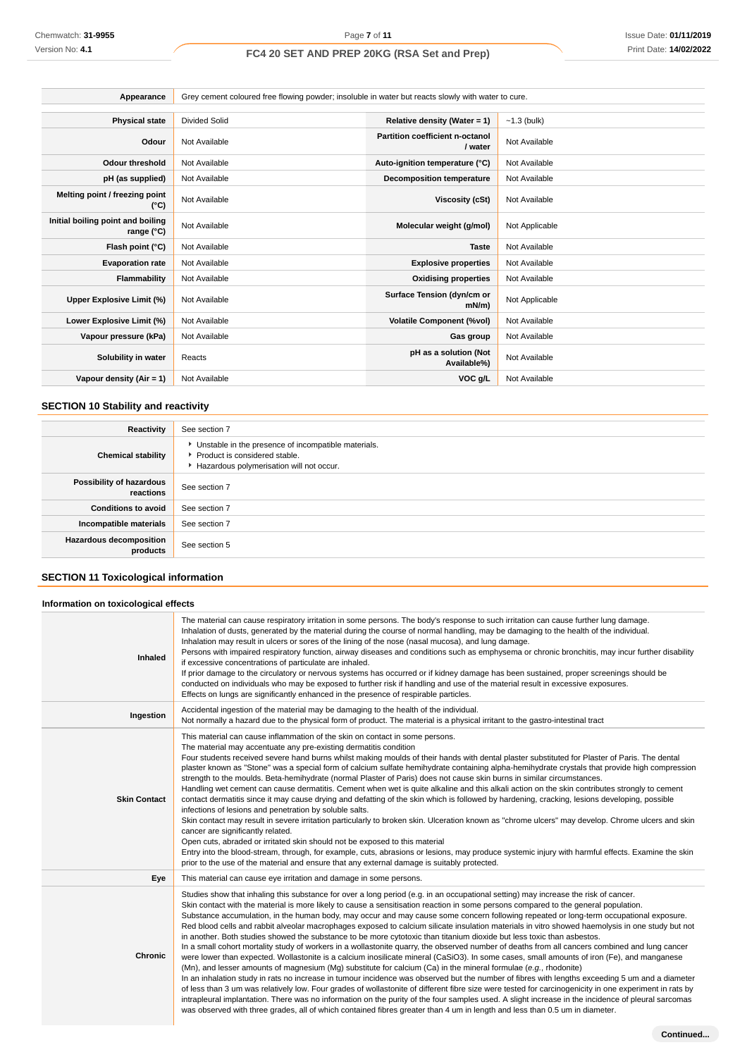| Appearance | Grey cement coloured free flowing powder; insoluble in water but reacts slowly with water to cure. | | |
|---|---|---|---|
| **Physical state** | Divided Solid | **Relative density (Water = 1)** | ~1.3 (bulk) |
| **Odour** | Not Available | **Partition coefficient n-octanol / water** | Not Available |
| **Odour threshold** | Not Available | **Auto-ignition temperature (°C)** | Not Available |
| **pH (as supplied)** | Not Available | **Decomposition temperature** | Not Available |
| **Melting point / freezing point (°C)** | Not Available | **Viscosity (cSt)** | Not Available |
| **Initial boiling point and boiling range (°C)** | Not Available | **Molecular weight (g/mol)** | Not Applicable |
| **Flash point (°C)** | Not Available | **Taste** | Not Available |
| **Evaporation rate** | Not Available | **Explosive properties** | Not Available |
| **Flammability** | Not Available | **Oxidising properties** | Not Available |
| **Upper Explosive Limit (%)** | Not Available | **Surface Tension (dyn/cm or mN/m)** | Not Applicable |
| **Lower Explosive Limit (%)** | Not Available | **Volatile Component (%vol)** | Not Available |
| **Vapour pressure (kPa)** | Not Available | **Gas group** | Not Available |
| **Solubility in water** | Reacts | **pH as a solution (Not Available%)** | Not Available |
| **Vapour density (Air = 1)** | Not Available | **VOC g/L** | Not Available |

## SECTION 10 Stability and reactivity

| | |
|---|---|
| **Reactivity** | See section 7 |
| **Chemical stability** | ‣ Unstable in the presence of incompatible materials.<br>‣ Product is considered stable.<br>‣ Hazardous polymerisation will not occur. |
| **Possibility of hazardous reactions** | See section 7 |
| **Conditions to avoid** | See section 7 |
| **Incompatible materials** | See section 7 |
| **Hazardous decomposition products** | See section 5 |

## SECTION 11 Toxicological information

### Information on toxicological effects

| | |
|---|---|
| **Inhaled** | The material can cause respiratory irritation in some persons. The body's response to such irritation can cause further lung damage.<br>Inhalation of dusts, generated by the material during the course of normal handling, may be damaging to the health of the individual.<br>Inhalation may result in ulcers or sores of the lining of the nose (nasal mucosa), and lung damage.<br>Persons with impaired respiratory function, airway diseases and conditions such as emphysema or chronic bronchitis, may incur further disability if excessive concentrations of particulate are inhaled.<br>If prior damage to the circulatory or nervous systems has occurred or if kidney damage has been sustained, proper screenings should be conducted on individuals who may be exposed to further risk if handling and use of the material result in excessive exposures.<br>Effects on lungs are significantly enhanced in the presence of respirable particles. |
| **Ingestion** | Accidental ingestion of the material may be damaging to the health of the individual.<br>Not normally a hazard due to the physical form of product. The material is a physical irritant to the gastro-intestinal tract |
| **Skin Contact** | This material can cause inflammation of the skin on contact in some persons.<br>The material may accentuate any pre-existing dermatitis condition<br>Four students received severe hand burns whilst making moulds of their hands with dental plaster substituted for Plaster of Paris. The dental plaster known as "Stone" was a special form of calcium sulfate hemihydrate containing alpha-hemihydrate crystals that provide high compression strength to the moulds. Beta-hemihydrate (normal Plaster of Paris) does not cause skin burns in similar circumstances.<br>Handling wet cement can cause dermatitis. Cement when wet is quite alkaline and this alkali action on the skin contributes strongly to cement contact dermatitis since it may cause drying and defatting of the skin which is followed by hardening, cracking, lesions developing, possible infections of lesions and penetration by soluble salts.<br>Skin contact may result in severe irritation particularly to broken skin. Ulceration known as "chrome ulcers" may develop. Chrome ulcers and skin cancer are significantly related.<br>Open cuts, abraded or irritated skin should not be exposed to this material<br>Entry into the blood-stream, through, for example, cuts, abrasions or lesions, may produce systemic injury with harmful effects. Examine the skin prior to the use of the material and ensure that any external damage is suitably protected. |
| **Eye** | This material can cause eye irritation and damage in some persons. |
| **Chronic** | Studies show that inhaling this substance for over a long period (e.g. in an occupational setting) may increase the risk of cancer.<br>Skin contact with the material is more likely to cause a sensitisation reaction in some persons compared to the general population.<br>Substance accumulation, in the human body, may occur and may cause some concern following repeated or long-term occupational exposure.<br>Red blood cells and rabbit alveolar macrophages exposed to calcium silicate insulation materials in vitro showed haemolysis in one study but not in another. Both studies showed the substance to be more cytotoxic than titanium dioxide but less toxic than asbestos.<br>In a small cohort mortality study of workers in a wollastonite quarry, the observed number of deaths from all cancers combined and lung cancer were lower than expected. Wollastonite is a calcium inosilicate mineral ($CaSiO_3$). In some cases, small amounts of iron (Fe), and manganese (Mn), and lesser amounts of magnesium (Mg) substitute for calcium (Ca) in the mineral formulae (*e.g.*, rhodonite)<br>In an inhalation study in rats no increase in tumour incidence was observed but the number of fibres with lengths exceeding 5 um and a diameter of less than 3 um was relatively low. Four grades of wollastonite of different fibre size were tested for carcinogenicity in one experiment in rats by intrapleural implantation. There was no information on the purity of the four samples used. A slight increase in the incidence of pleural sarcomas was observed with three grades, all of which contained fibres greater than 4 um in length and less than 0.5 um in diameter. |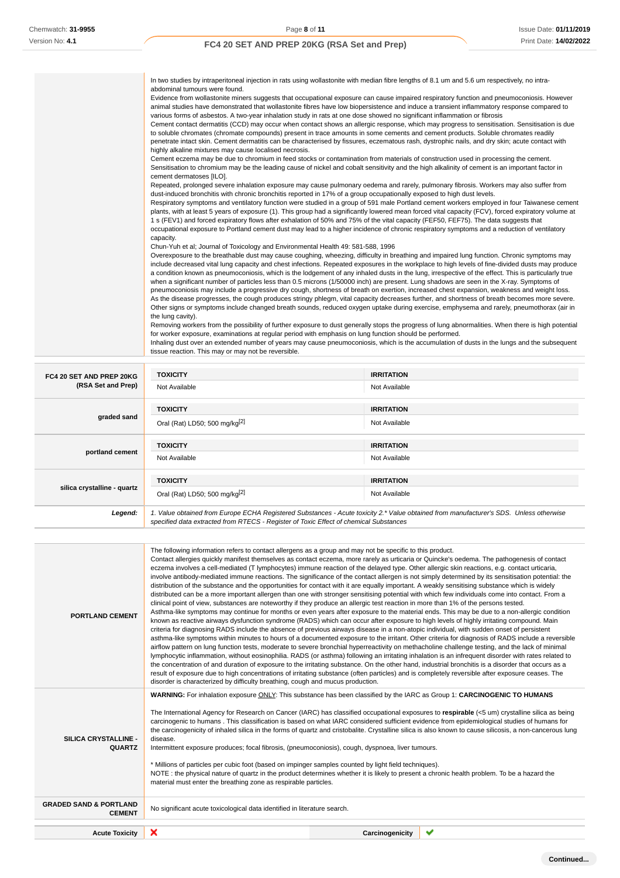| | |
|---|---|
| | In two studies by intraperitoneal injection in rats using wollastonite with median fibre lengths of 8.1 um and 5.6 um respectively, no intra-abdominal tumours were found.<br>Evidence from wollastonite miners suggests that occupational exposure can cause impaired respiratory function and pneumoconiosis. However animal studies have demonstrated that wollastonite fibres have low biopersistence and induce a transient inflammatory response compared to various forms of asbestos. A two-year inhalation study in rats at one dose showed no significant inflammation or fibrosis<br>Cement contact dermatitis (CCD) may occur when contact shows an allergic response, which may progress to sensitisation. Sensitisation is due to soluble chromates (chromate compounds) present in trace amounts in some cements and cement products. Soluble chromates readily penetrate intact skin. Cement dermatitis can be characterised by fissures, eczematous rash, dystrophic nails, and dry skin; acute contact with highly alkaline mixtures may cause localised necrosis.<br>Cement eczema may be due to chromium in feed stocks or contamination from materials of construction used in processing the cement. Sensitisation to chromium may be the leading cause of nickel and cobalt sensitivity and the high alkalinity of cement is an important factor in cement dermatoses [ILO].<br>Repeated, prolonged severe inhalation exposure may cause pulmonary oedema and rarely, pulmonary fibrosis. Workers may also suffer from dust-induced bronchitis with chronic bronchitis reported in 17% of a group occupationally exposed to high dust levels.<br>Respiratory symptoms and ventilatory function were studied in a group of 591 male Portland cement workers employed in four Taiwanese cement plants, with at least 5 years of exposure (1). This group had a significantly lowered mean forced vital capacity (FCV), forced expiratory volume at 1 s (FEV1) and forced expiratory flows after exhalation of 50% and 75% of the vital capacity (FEF50, FEF75). The data suggests that occupational exposure to Portland cement dust may lead to a higher incidence of chronic respiratory symptoms and a reduction of ventilatory capacity.<br>Chun-Yuh et al; Journal of Toxicology and Environmental Health 49: 581-588, 1996<br>Overexposure to the breathable dust may cause coughing, wheezing, difficulty in breathing and impaired lung function. Chronic symptoms may include decreased vital lung capacity and chest infections. Repeated exposures in the workplace to high levels of fine-divided dusts may produce a condition known as pneumoconiosis, which is the lodgement of any inhaled dusts in the lung, irrespective of the effect. This is particularly true when a significant number of particles less than 0.5 microns (1/50000 inch) are present. Lung shadows are seen in the X-ray. Symptoms of pneumoconiosis may include a progressive dry cough, shortness of breath on exertion, increased chest expansion, weakness and weight loss. As the disease progresses, the cough produces stringy phlegm, vital capacity decreases further, and shortness of breath becomes more severe. Other signs or symptoms include changed breath sounds, reduced oxygen uptake during exercise, emphysema and rarely, pneumothorax (air in the lung cavity).<br>Removing workers from the possibility of further exposure to dust generally stops the progress of lung abnormalities. When there is high potential for worker exposure, examinations at regular period with emphasis on lung function should be performed.<br>Inhaling dust over an extended number of years may cause pneumoconiosis, which is the accumulation of dusts in the lungs and the subsequent tissue reaction. This may or may not be reversible. |

| | TOXICITY | IRRITATION |
|---|---|---|
| **FC4 20 SET AND PREP 20KG (RSA Set and Prep)** | Not Available | Not Available |
| **graded sand** | Oral (Rat) LD50; 500 mg/kg[2] | Not Available |
| **portland cement** | Not Available | Not Available |
| **silica crystalline - quartz** | Oral (Rat) LD50; 500 mg/kg[2] | Not Available |
| ***Legend:*** | *1. Value obtained from Europe ECHA Registered Substances - Acute toxicity 2.\* Value obtained from manufacturer's SDS. Unless otherwise specified data extracted from RTECS - Register of Toxic Effect of chemical Substances* | |

| | |
|---|---|
| **PORTLAND CEMENT** | The following information refers to contact allergens as a group and may not be specific to this product.<br>Contact allergies quickly manifest themselves as contact eczema, more rarely as urticaria or Quincke's oedema. The pathogenesis of contact eczema involves a cell-mediated (T lymphocytes) immune reaction of the delayed type. Other allergic skin reactions, e.g. contact urticaria, involve antibody-mediated immune reactions. The significance of the contact allergen is not simply determined by its sensitisation potential: the distribution of the substance and the opportunities for contact with it are equally important. A weakly sensitising substance which is widely distributed can be a more important allergen than one with stronger sensitising potential with which few individuals come into contact. From a clinical point of view, substances are noteworthy if they produce an allergic test reaction in more than 1% of the persons tested.<br>Asthma-like symptoms may continue for months or even years after exposure to the material ends. This may be due to a non-allergic condition known as reactive airways dysfunction syndrome (RADS) which can occur after exposure to high levels of highly irritating compound. Main criteria for diagnosing RADS include the absence of previous airways disease in a non-atopic individual, with sudden onset of persistent asthma-like symptoms within minutes to hours of a documented exposure to the irritant. Other criteria for diagnosis of RADS include a reversible airflow pattern on lung function tests, moderate to severe bronchial hyperreactivity on methacholine challenge testing, and the lack of minimal lymphocytic inflammation, without eosinophilia. RADS (or asthma) following an irritating inhalation is an infrequent disorder with rates related to the concentration of and duration of exposure to the irritating substance. On the other hand, industrial bronchitis is a disorder that occurs as a result of exposure due to high concentrations of irritating substance (often particles) and is completely reversible after exposure ceases. The disorder is characterized by difficulty breathing, cough and mucus production. |
| **SILICA CRYSTALLINE - QUARTZ** | **WARNING:** For inhalation exposure ONLY: This substance has been classified by the IARC as Group 1: **CARCINOGENIC TO HUMANS**<br><br>The International Agency for Research on Cancer (IARC) has classified occupational exposures to **respirable** (<5 um) crystalline silica as being carcinogenic to humans . This classification is based on what IARC considered sufficient evidence from epidemiological studies of humans for the carcinogenicity of inhaled silica in the forms of quartz and cristobalite. Crystalline silica is also known to cause silicosis, a non-cancerous lung disease.<br>Intermittent exposure produces; focal fibrosis, (pneumoconiosis), cough, dyspnoea, liver tumours.<br><br>\* Millions of particles per cubic foot (based on impinger samples counted by light field techniques).<br>NOTE : the physical nature of quartz in the product determines whether it is likely to present a chronic health problem. To be a hazard the material must enter the breathing zone as respirable particles. |
| **GRADED SAND & PORTLAND CEMENT** | No significant acute toxicological data identified in literature search. |

| | | | |
|---|---|---|---|
| **Acute Toxicity** | ✘ | **Carcinogenicity** | ✔ |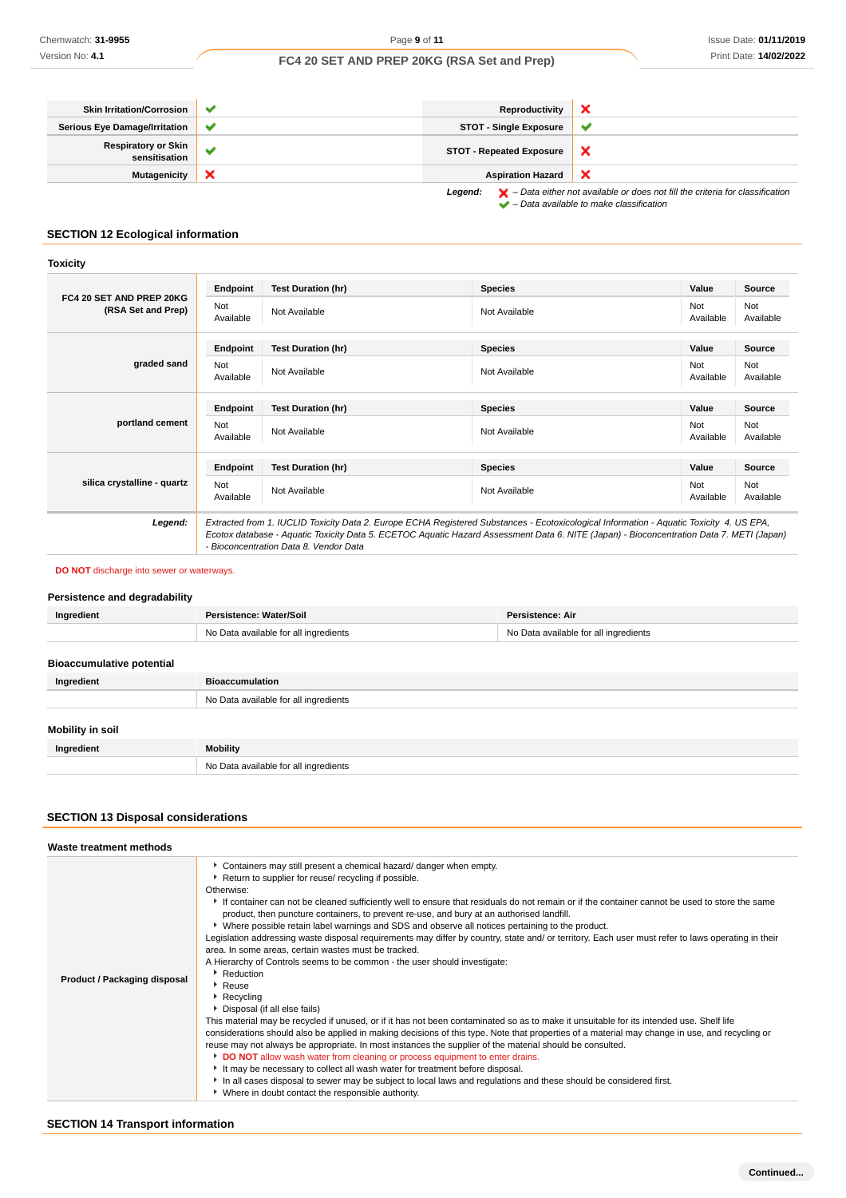| | | | |
|---|---|---|---|
| **Skin Irritation/Corrosion** | ✔ | **Reproductivity** | ✘ |
| **Serious Eye Damage/Irritation** | ✔ | **STOT - Single Exposure** | ✔ |
| **Respiratory or Skin sensitisation** | ✔ | **STOT - Repeated Exposure** | ✘ |
| **Mutagenicity** | ✘ | **Aspiration Hazard** | ✘ |

***Legend:*** *✘ – Data either not available or does not fill the criteria for classification*
*✔ – Data available to make classification*

## SECTION 12 Ecological information

### Toxicity

| | Endpoint | Test Duration (hr) | Species | Value | Source |
|---|---|---|---|---|---|
| **FC4 20 SET AND PREP 20KG (RSA Set and Prep)** | Not Available | Not Available | Not Available | Not Available | Not Available |
| **graded sand** | Not Available | Not Available | Not Available | Not Available | Not Available |
| **portland cement** | Not Available | Not Available | Not Available | Not Available | Not Available |
| **silica crystalline - quartz** | Not Available | Not Available | Not Available | Not Available | Not Available |

***Legend:*** *Extracted from 1. IUCLID Toxicity Data 2. Europe ECHA Registered Substances - Ecotoxicological Information - Aquatic Toxicity 4. US EPA, Ecotox database - Aquatic Toxicity Data 5. ECETOC Aquatic Hazard Assessment Data 6. NITE (Japan) - Bioconcentration Data 7. METI (Japan) - Bioconcentration Data 8. Vendor Data*

**DO NOT** discharge into sewer or waterways.

### Persistence and degradability

| Ingredient | Persistence: Water/Soil | Persistence: Air |
|---|---|---|
| | No Data available for all ingredients | No Data available for all ingredients |

### Bioaccumulative potential

| Ingredient | Bioaccumulation |
|---|---|
| | No Data available for all ingredients |

### Mobility in soil

| Ingredient | Mobility |
|---|---|
| | No Data available for all ingredients |

## SECTION 13 Disposal considerations

### Waste treatment methods

**Product / Packaging disposal**

- Containers may still present a chemical hazard/ danger when empty.
- Return to supplier for reuse/ recycling if possible.

Otherwise:

- If container can not be cleaned sufficiently well to ensure that residuals do not remain or if the container cannot be used to store the same product, then puncture containers, to prevent re-use, and bury at an authorised landfill.
- Where possible retain label warnings and SDS and observe all notices pertaining to the product.

Legislation addressing waste disposal requirements may differ by country, state and/ or territory. Each user must refer to laws operating in their area. In some areas, certain wastes must be tracked.

A Hierarchy of Controls seems to be common - the user should investigate:

- Reduction
- Reuse
- Recycling
- Disposal (if all else fails)

This material may be recycled if unused, or if it has not been contaminated so as to make it unsuitable for its intended use. Shelf life considerations should also be applied in making decisions of this type. Note that properties of a material may change in use, and recycling or reuse may not always be appropriate. In most instances the supplier of the material should be consulted.

- **DO NOT** allow wash water from cleaning or process equipment to enter drains.
- It may be necessary to collect all wash water for treatment before disposal.
- In all cases disposal to sewer may be subject to local laws and regulations and these should be considered first.
- Where in doubt contact the responsible authority.

## SECTION 14 Transport information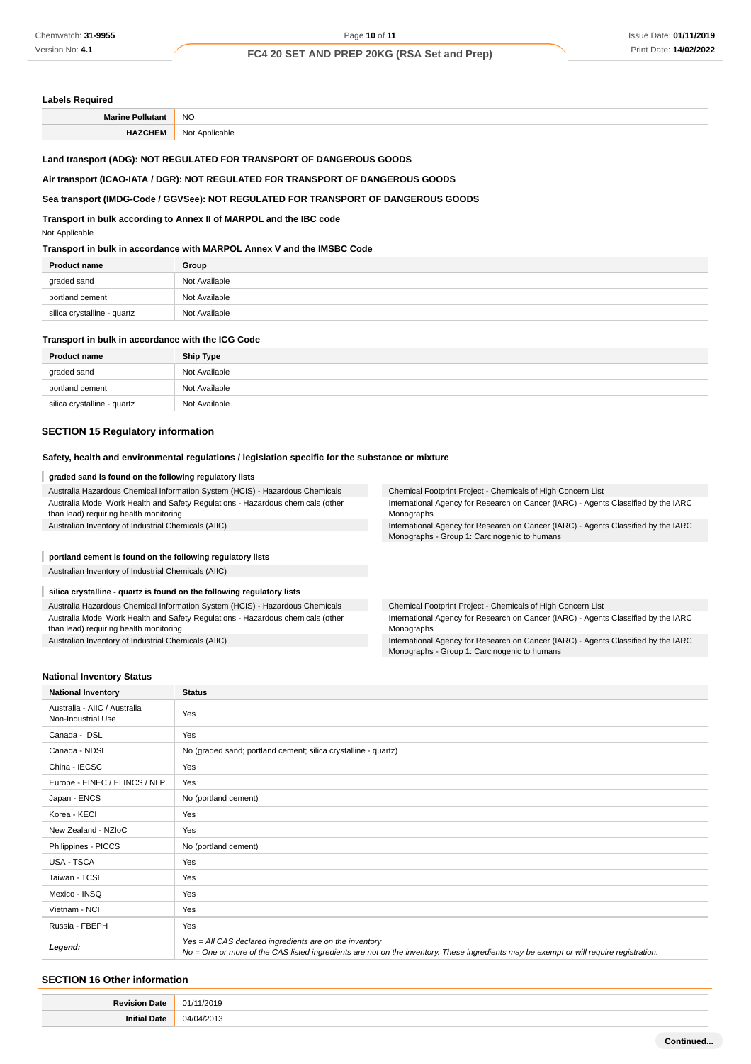### Labels Required

| | |
|---|---|
| **Marine Pollutant** | NO |
| **HAZCHEM** | Not Applicable |

**Land transport (ADG): NOT REGULATED FOR TRANSPORT OF DANGEROUS GOODS**

**Air transport (ICAO-IATA / DGR): NOT REGULATED FOR TRANSPORT OF DANGEROUS GOODS**

**Sea transport (IMDG-Code / GGVSee): NOT REGULATED FOR TRANSPORT OF DANGEROUS GOODS**

**Transport in bulk according to Annex II of MARPOL and the IBC code**

Not Applicable

**Transport in bulk in accordance with MARPOL Annex V and the IMSBC Code**

| Product name | Group |
|---|---|
| graded sand | Not Available |
| portland cement | Not Available |
| silica crystalline - quartz | Not Available |

**Transport in bulk in accordance with the ICG Code**

| Product name | Ship Type |
|---|---|
| graded sand | Not Available |
| portland cement | Not Available |
| silica crystalline - quartz | Not Available |

## SECTION 15 Regulatory information

**Safety, health and environmental regulations / legislation specific for the substance or mixture**

**graded sand is found on the following regulatory lists**

- Australia Hazardous Chemical Information System (HCIS) - Hazardous Chemicals
- Australia Model Work Health and Safety Regulations - Hazardous chemicals (other than lead) requiring health monitoring
- Australian Inventory of Industrial Chemicals (AIIC)
- Chemical Footprint Project - Chemicals of High Concern List
- International Agency for Research on Cancer (IARC) - Agents Classified by the IARC Monographs
- International Agency for Research on Cancer (IARC) - Agents Classified by the IARC Monographs - Group 1: Carcinogenic to humans

**portland cement is found on the following regulatory lists**

- Australian Inventory of Industrial Chemicals (AIIC)

**silica crystalline - quartz is found on the following regulatory lists**

- Australia Hazardous Chemical Information System (HCIS) - Hazardous Chemicals
- Australia Model Work Health and Safety Regulations - Hazardous chemicals (other than lead) requiring health monitoring
- Australian Inventory of Industrial Chemicals (AIIC)
- Chemical Footprint Project - Chemicals of High Concern List
- International Agency for Research on Cancer (IARC) - Agents Classified by the IARC Monographs
- International Agency for Research on Cancer (IARC) - Agents Classified by the IARC Monographs - Group 1: Carcinogenic to humans

**National Inventory Status**

| National Inventory | Status |
|---|---|
| Australia - AIIC / Australia Non-Industrial Use | Yes |
| Canada - DSL | Yes |
| Canada - NDSL | No (graded sand; portland cement; silica crystalline - quartz) |
| China - IECSC | Yes |
| Europe - EINEC / ELINCS / NLP | Yes |
| Japan - ENCS | No (portland cement) |
| Korea - KECI | Yes |
| New Zealand - NZIoC | Yes |
| Philippines - PICCS | No (portland cement) |
| USA - TSCA | Yes |
| Taiwan - TCSI | Yes |
| Mexico - INSQ | Yes |
| Vietnam - NCI | Yes |
| Russia - FBEPH | Yes |
| ***Legend:*** | *Yes = All CAS declared ingredients are on the inventory*<br>*No = One or more of the CAS listed ingredients are not on the inventory. These ingredients may be exempt or will require registration.* |

## SECTION 16 Other information

| | |
|---|---|
| **Revision Date** | 01/11/2019 |
| **Initial Date** | 04/04/2013 |

**Continued...**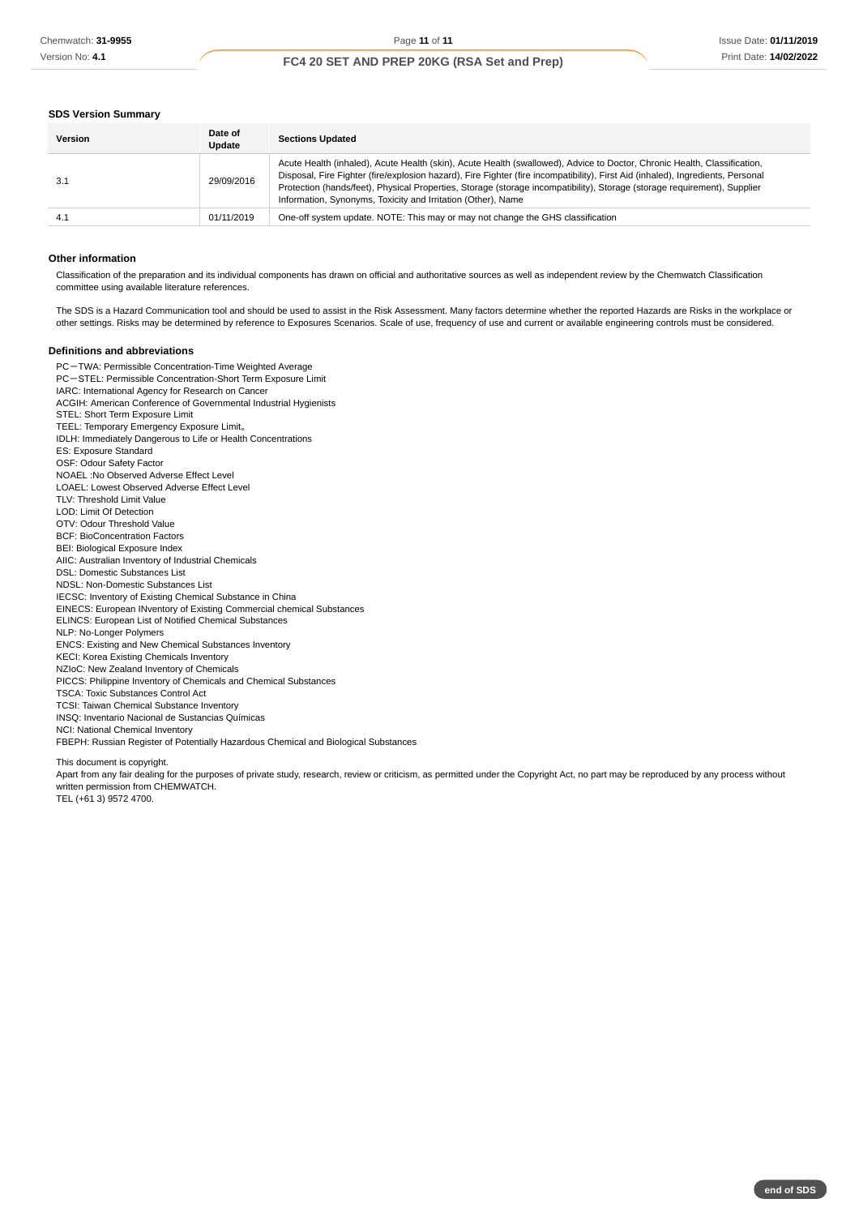### SDS Version Summary

| Version | Date of Update | Sections Updated |
| --- | --- | --- |
| 3.1 | 29/09/2016 | Acute Health (inhaled), Acute Health (skin), Acute Health (swallowed), Advice to Doctor, Chronic Health, Classification, Disposal, Fire Fighter (fire/explosion hazard), Fire Fighter (fire incompatibility), First Aid (inhaled), Ingredients, Personal Protection (hands/feet), Physical Properties, Storage (storage incompatibility), Storage (storage requirement), Supplier Information, Synonyms, Toxicity and Irritation (Other), Name |
| 4.1 | 01/11/2019 | One-off system update. NOTE: This may or may not change the GHS classification |

### Other information

Classification of the preparation and its individual components has drawn on official and authoritative sources as well as independent review by the Chemwatch Classification committee using available literature references.

The SDS is a Hazard Communication tool and should be used to assist in the Risk Assessment. Many factors determine whether the reported Hazards are Risks in the workplace or other settings. Risks may be determined by reference to Exposures Scenarios. Scale of use, frequency of use and current or available engineering controls must be considered.

### Definitions and abbreviations

PC－TWA: Permissible Concentration-Time Weighted Average
PC－STEL: Permissible Concentration-Short Term Exposure Limit
IARC: International Agency for Research on Cancer
ACGIH: American Conference of Governmental Industrial Hygienists
STEL: Short Term Exposure Limit
TEEL: Temporary Emergency Exposure Limit。
IDLH: Immediately Dangerous to Life or Health Concentrations
ES: Exposure Standard
OSF: Odour Safety Factor
NOAEL :No Observed Adverse Effect Level
LOAEL: Lowest Observed Adverse Effect Level
TLV: Threshold Limit Value
LOD: Limit Of Detection
OTV: Odour Threshold Value
BCF: BioConcentration Factors
BEI: Biological Exposure Index
AIIC: Australian Inventory of Industrial Chemicals
DSL: Domestic Substances List
NDSL: Non-Domestic Substances List
IECSC: Inventory of Existing Chemical Substance in China
EINECS: European INventory of Existing Commercial chemical Substances
ELINCS: European List of Notified Chemical Substances
NLP: No-Longer Polymers
ENCS: Existing and New Chemical Substances Inventory
KECI: Korea Existing Chemicals Inventory
NZIoC: New Zealand Inventory of Chemicals
PICCS: Philippine Inventory of Chemicals and Chemical Substances
TSCA: Toxic Substances Control Act
TCSI: Taiwan Chemical Substance Inventory
INSQ: Inventario Nacional de Sustancias Químicas
NCI: National Chemical Inventory
FBEPH: Russian Register of Potentially Hazardous Chemical and Biological Substances

This document is copyright.
Apart from any fair dealing for the purposes of private study, research, review or criticism, as permitted under the Copyright Act, no part may be reproduced by any process without written permission from CHEMWATCH.
TEL (+61 3) 9572 4700.

end of SDS